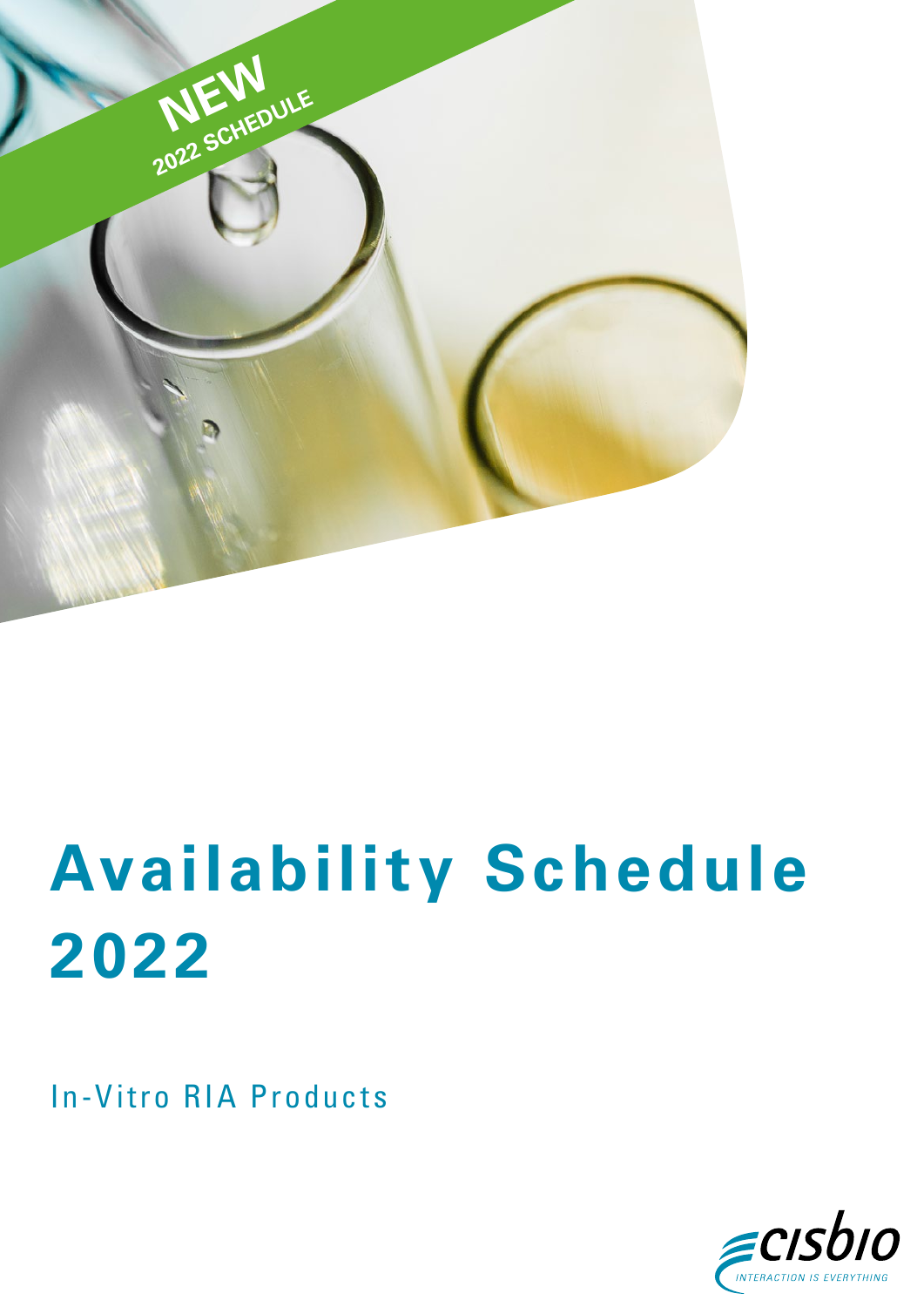NEW
2022 SCHEDULE

# Availability Schedule 2022

In-Vitro RIA Products

cisbio
INTERACTION IS EVERYTHING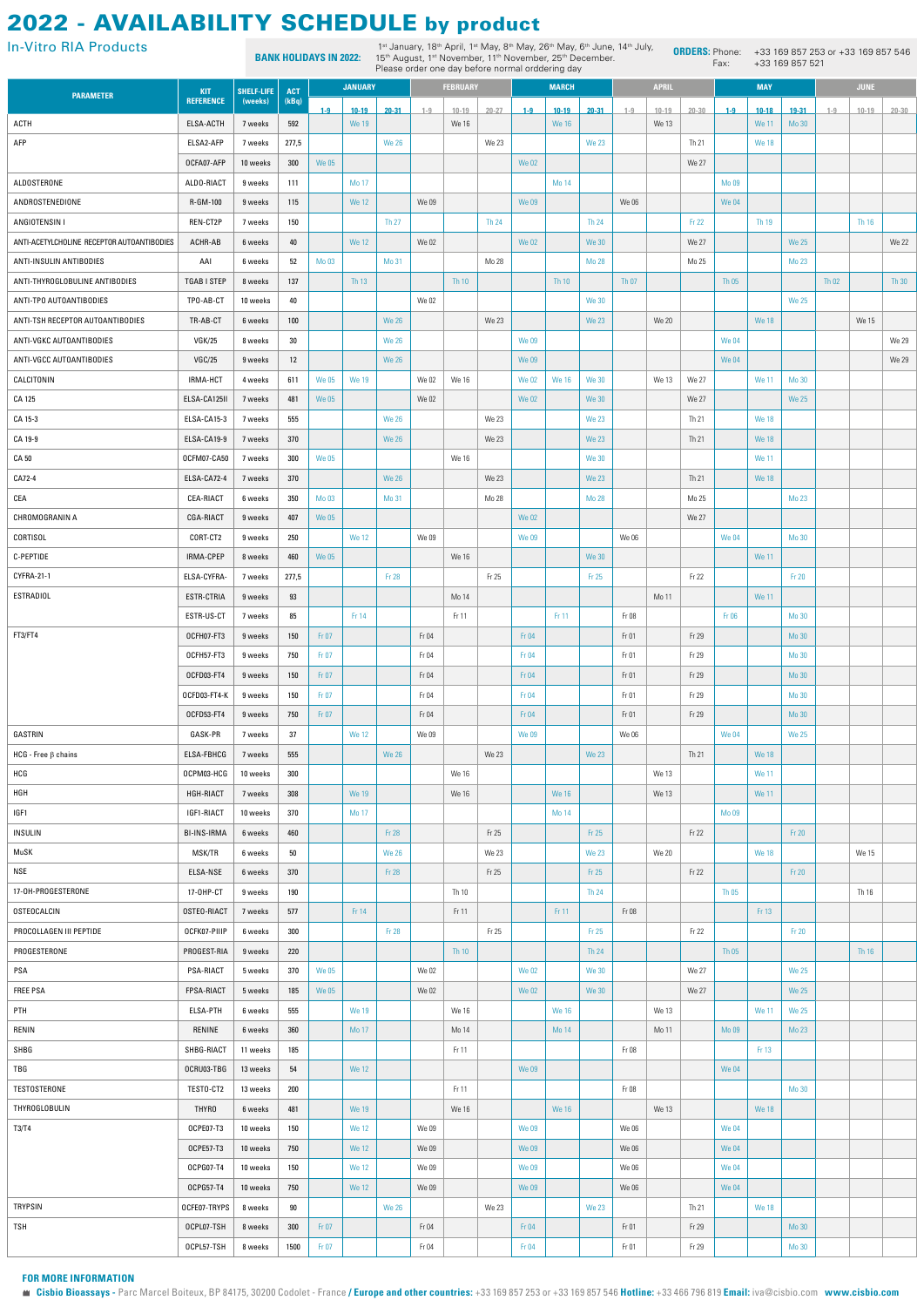# 2022 - AVAILABILITY SCHEDULE by product

## In-Vitro RIA Products

**BANK HOLIDAYS IN 2022:** 1st January, 18th April, 1st May, 8th May, 26th May, 6th June, 14th July, 15th August, 1st November, 11th November, 25th December. Please order one day before normal orddering day

**ORDERS:** Phone: +33 169 857 253 or +33 169 857 546 Fax: +33 169 857 521

| PARAMETER | KIT REFERENCE | SHELF-LIFE (weeks) | ACT (kBq) | JANUARY | | | FEBRUARY | | | MARCH | | | APRIL | | | MAY | | | JUNE | | |
|---|---|---|---|---|---|---|---|---|---|---|---|---|---|---|---|---|---|---|---|---|---|
| | | | | 1-9 | 10-19 | 20-31 | 1-9 | 10-19 | 20-27 | 1-9 | 10-19 | 20-31 | 1-9 | 10-19 | 20-30 | 1-9 | 10-18 | 19-31 | 1-9 | 10-19 | 20-30 |
| ACTH | ELSA-ACTH | 7 weeks | 592 | | We 19 | | | We 16 | | | We 16 | | | We 13 | | | We 11 | Mo 30 | | | |
| AFP | ELSA2-AFP | 7 weeks | 277,5 | | | We 26 | | | We 23 | | | We 23 | | | Th 21 | | We 18 | | | | |
| | OCFA07-AFP | 10 weeks | 300 | We 05 | | | | | | We 02 | | | | | We 27 | | | | | | |
| ALDOSTERONE | ALDO-RIACT | 9 weeks | 111 | | Mo 17 | | | | | | Mo 14 | | | | | Mo 09 | | | | | |
| ANDROSTENEDIONE | R-GM-100 | 9 weeks | 115 | | We 12 | | We 09 | | | We 09 | | | We 06 | | | We 04 | | | | | |
| ANGIOTENSIN I | REN-CT2P | 7 weeks | 150 | | | Th 27 | | | Th 24 | | | Th 24 | | | Fr 22 | | Th 19 | | | Th 16 | |
| ANTI-ACETYLCHOLINE RECEPTOR AUTOANTIBODIES | ACHR-AB | 6 weeks | 40 | | We 12 | | We 02 | | | We 02 | | We 30 | | | We 27 | | | We 25 | | | We 22 |
| ANTI-INSULIN ANTIBODIES | AAI | 6 weeks | 52 | Mo 03 | | Mo 31 | | | Mo 28 | | | Mo 28 | | | Mo 25 | | | Mo 23 | | | |
| ANTI-THYROGLOBULINE ANTIBODIES | TGAB I STEP | 8 weeks | 137 | | Th 13 | | | Th 10 | | | Th 10 | | Th 07 | | | Th 05 | | | Th 02 | | Th 30 |
| ANTI-TPO AUTOANTIBODIES | TPO-AB-CT | 10 weeks | 40 | | | | We 02 | | | | | We 30 | | | | | | We 25 | | | |
| ANTI-TSH RECEPTOR AUTOANTIBODIES | TR-AB-CT | 6 weeks | 100 | | | We 26 | | | We 23 | | | We 23 | | We 20 | | | We 18 | | | We 15 | |
| ANTI-VGKC AUTOANTIBODIES | VGK/25 | 8 weeks | 30 | | | We 26 | | | | We 09 | | | | | | We 04 | | | | | We 29 |
| ANTI-VGCC AUTOANTIBODIES | VGC/25 | 9 weeks | 12 | | | We 26 | | | | We 09 | | | | | | We 04 | | | | | We 29 |
| CALCITONIN | IRMA-HCT | 4 weeks | 611 | We 05 | We 19 | | We 02 | We 16 | | We 02 | We 16 | We 30 | | We 13 | We 27 | | We 11 | Mo 30 | | | |
| CA 125 | ELSA-CA125II | 7 weeks | 481 | We 05 | | | We 02 | | | We 02 | | We 30 | | | We 27 | | | We 25 | | | |
| CA 15-3 | ELSA-CA15-3 | 7 weeks | 555 | | | We 26 | | | We 23 | | | We 23 | | | Th 21 | | We 18 | | | | |
| CA 19-9 | ELSA-CA19-9 | 7 weeks | 370 | | | We 26 | | | We 23 | | | We 23 | | | Th 21 | | We 18 | | | | |
| CA 50 | OCFM07-CA50 | 7 weeks | 300 | We 05 | | | | We 16 | | | | We 30 | | | | | We 11 | | | | |
| CA72-4 | ELSA-CA72-4 | 7 weeks | 370 | | | We 26 | | | We 23 | | | We 23 | | | Th 21 | | We 18 | | | | |
| CEA | CEA-RIACT | 6 weeks | 350 | Mo 03 | | Mo 31 | | | Mo 28 | | | Mo 28 | | | Mo 25 | | | Mo 23 | | | |
| CHROMOGRANIN A | CGA-RIACT | 9 weeks | 407 | We 05 | | | | | | We 02 | | | | | We 27 | | | | | | |
| CORTISOL | CORT-CT2 | 9 weeks | 250 | | We 12 | | We 09 | | | We 09 | | | We 06 | | | We 04 | | Mo 30 | | | |
| C-PEPTIDE | IRMA-CPEP | 8 weeks | 460 | We 05 | | | | We 16 | | | | We 30 | | | | | We 11 | | | | |
| CYFRA-21-1 | ELSA-CYFRA- | 7 weeks | 277,5 | | | Fr 28 | | | Fr 25 | | | Fr 25 | | | Fr 22 | | | Fr 20 | | | |
| ESTRADIOL | ESTR-CTRIA | 9 weeks | 93 | | | | | Mo 14 | | | | | | Mo 11 | | | We 11 | | | | |
| | ESTR-US-CT | 7 weeks | 85 | | Fr 14 | | | Fr 11 | | | Fr 11 | | Fr 08 | | | Fr 06 | | Mo 30 | | | |
| FT3/FT4 | OCFH07-FT3 | 9 weeks | 150 | Fr 07 | | | Fr 04 | | | Fr 04 | | | Fr 01 | | Fr 29 | | | Mo 30 | | | |
| | OCFH57-FT3 | 9 weeks | 750 | Fr 07 | | | Fr 04 | | | Fr 04 | | | Fr 01 | | Fr 29 | | | Mo 30 | | | |
| | OCFD03-FT4 | 9 weeks | 150 | Fr 07 | | | Fr 04 | | | Fr 04 | | | Fr 01 | | Fr 29 | | | Mo 30 | | | |
| | OCFD03-FT4-K | 9 weeks | 150 | Fr 07 | | | Fr 04 | | | Fr 04 | | | Fr 01 | | Fr 29 | | | Mo 30 | | | |
| | OCFD53-FT4 | 9 weeks | 750 | Fr 07 | | | Fr 04 | | | Fr 04 | | | Fr 01 | | Fr 29 | | | Mo 30 | | | |
| GASTRIN | GASK-PR | 7 weeks | 37 | | We 12 | | We 09 | | | We 09 | | | We 06 | | | We 04 | | We 25 | | | |
| HCG - Free β chains | ELSA-FBHCG | 7 weeks | 555 | | | We 26 | | | We 23 | | | We 23 | | | Th 21 | | We 18 | | | | |
| HCG | OCPM03-HCG | 10 weeks | 300 | | | | | We 16 | | | | | | We 13 | | | We 11 | | | | |
| HGH | HGH-RIACT | 7 weeks | 308 | | We 19 | | | We 16 | | | We 16 | | | We 13 | | | We 11 | | | | |
| IGF1 | IGF1-RIACT | 10 weeks | 370 | | Mo 17 | | | | | | Mo 14 | | | | | Mo 09 | | | | | |
| INSULIN | BI-INS-IRMA | 6 weeks | 460 | | | Fr 28 | | | Fr 25 | | | Fr 25 | | | Fr 22 | | | Fr 20 | | | |
| MuSK | MSK/TR | 6 weeks | 50 | | | We 26 | | | We 23 | | | We 23 | | We 20 | | | We 18 | | | We 15 | |
| NSE | ELSA-NSE | 6 weeks | 370 | | | Fr 28 | | | Fr 25 | | | Fr 25 | | | Fr 22 | | | Fr 20 | | | |
| 17-OH-PROGESTERONE | 17-OHP-CT | 9 weeks | 190 | | | | | Th 10 | | | | Th 24 | | | | Th 05 | | | | Th 16 | |
| OSTEOCALCIN | OSTEO-RIACT | 7 weeks | 577 | | Fr 14 | | | Fr 11 | | | Fr 11 | | Fr 08 | | | | Fr 13 | | | | |
| PROCOLLAGEN III PEPTIDE | OCFK07-PIIIP | 6 weeks | 300 | | | Fr 28 | | | Fr 25 | | | Fr 25 | | | Fr 22 | | | Fr 20 | | | |
| PROGESTERONE | PROGEST-RIA | 9 weeks | 220 | | | | | Th 10 | | | | Th 24 | | | | Th 05 | | | | Th 16 | |
| PSA | PSA-RIACT | 5 weeks | 370 | We 05 | | | We 02 | | | We 02 | | We 30 | | | We 27 | | | We 25 | | | |
| FREE PSA | FPSA-RIACT | 5 weeks | 185 | We 05 | | | We 02 | | | We 02 | | We 30 | | | We 27 | | | We 25 | | | |
| PTH | ELSA-PTH | 6 weeks | 555 | | We 19 | | | We 16 | | | We 16 | | | We 13 | | | We 11 | We 25 | | | |
| RENIN | RENINE | 6 weeks | 360 | | Mo 17 | | | Mo 14 | | | Mo 14 | | | Mo 11 | | Mo 09 | | Mo 23 | | | |
| SHBG | SHBG-RIACT | 11 weeks | 185 | | | | | Fr 11 | | | | | Fr 08 | | | | Fr 13 | | | | |
| TBG | OCRU03-TBG | 13 weeks | 54 | | We 12 | | | | | We 09 | | | | | | We 04 | | | | | |
| TESTOSTERONE | TESTO-CT2 | 13 weeks | 200 | | | | | Fr 11 | | | | | Fr 08 | | | | | Mo 30 | | | |
| THYROGLOBULIN | THYRO | 6 weeks | 481 | | We 19 | | | We 16 | | | We 16 | | | We 13 | | | We 18 | | | | |
| T3/T4 | OCPE07-T3 | 10 weeks | 150 | | We 12 | | We 09 | | | We 09 | | | We 06 | | | We 04 | | | | | |
| | OCPE57-T3 | 10 weeks | 750 | | We 12 | | We 09 | | | We 09 | | | We 06 | | | We 04 | | | | | |
| | OCPG07-T4 | 10 weeks | 150 | | We 12 | | We 09 | | | We 09 | | | We 06 | | | We 04 | | | | | |
| | OCPG57-T4 | 10 weeks | 750 | | We 12 | | We 09 | | | We 09 | | | We 06 | | | We 04 | | | | | |
| TRYPSIN | OCFE07-TRYPS | 8 weeks | 90 | | | We 26 | | | We 23 | | | We 23 | | | Th 21 | | We 18 | | | | |
| TSH | OCPL07-TSH | 8 weeks | 300 | Fr 07 | | | Fr 04 | | | Fr 04 | | | Fr 01 | | Fr 29 | | | Mo 30 | | | |
| | OCPL57-TSH | 8 weeks | 1500 | Fr 07 | | | Fr 04 | | | Fr 04 | | | Fr 01 | | Fr 29 | | | Mo 30 | | | |

**FOR MORE INFORMATION**

**Cisbio Bioassays** - Parc Marcel Boiteux, BP 84175, 30200 Codolet - France / **Europe and other countries:** +33 169 857 253 or +33 169 857 546 **Hotline:** +33 466 796 819 **Email:** iva@cisbio.com **www.cisbio.com**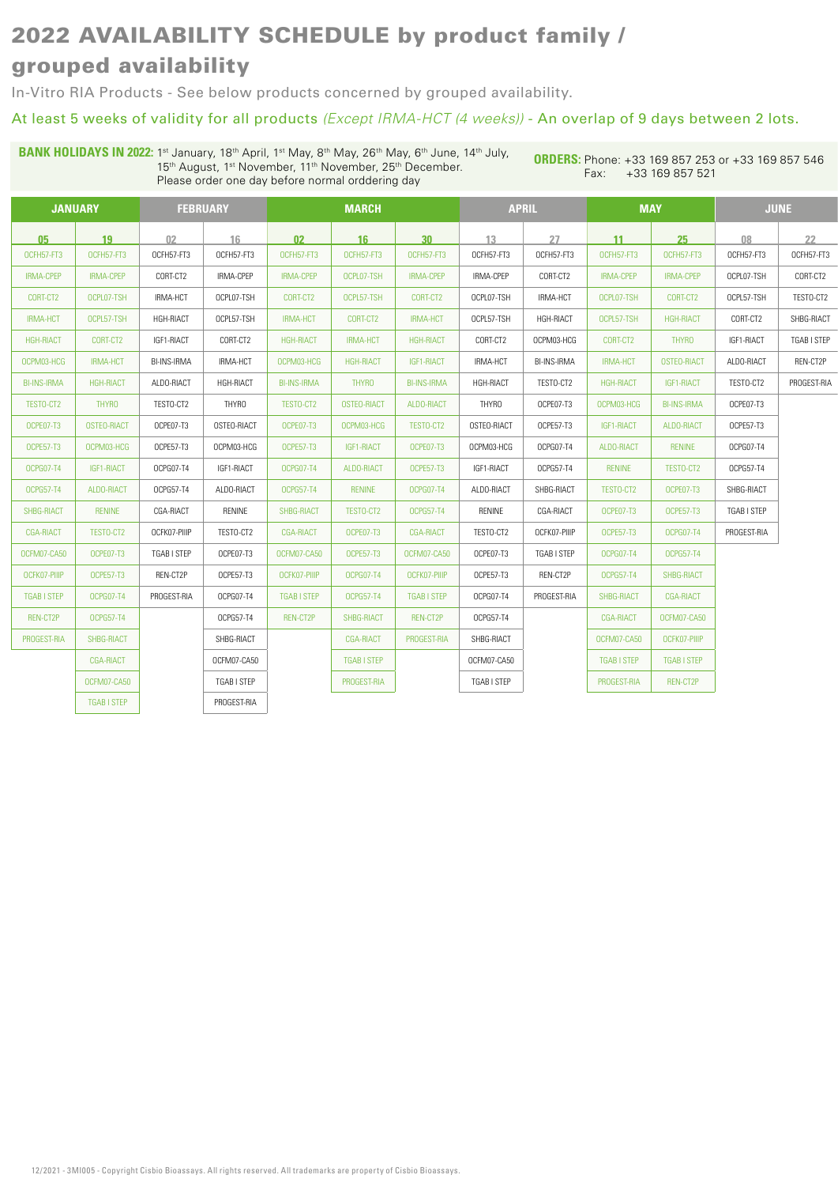# 2022 AVAILABILITY SCHEDULE by product family / grouped availability

In-Vitro RIA Products - See below products concerned by grouped availability.

At least 5 weeks of validity for all products *(Except IRMA-HCT (4 weeks))* - An overlap of 9 days between 2 lots.

**BANK HOLIDAYS IN 2022:** 1st January, 18th April, 1st May, 8th May, 26th May, 6th June, 14th July, 15th August, 1st November, 11th November, 25th December.
Please order one day before normal ordering day

**ORDERS:** Phone: +33 169 857 253 or +33 169 857 546
Fax: +33 169 857 521

| JANUARY | | FEBRUARY | | MARCH | | | APRIL | | MAY | | JUNE | |
|---|---|---|---|---|---|---|---|---|---|---|---|---|
| 05 | 19 | 02 | 16 | 02 | 16 | 30 | 13 | 27 | 11 | 25 | 08 | 22 |
| OCFH57-FT3 | OCFH57-FT3 | OCFH57-FT3 | OCFH57-FT3 | OCFH57-FT3 | OCFH57-FT3 | OCFH57-FT3 | OCFH57-FT3 | OCFH57-FT3 | OCFH57-FT3 | OCFH57-FT3 | OCFH57-FT3 | OCFH57-FT3 |
| IRMA-CPEP | IRMA-CPEP | CORT-CT2 | IRMA-CPEP | IRMA-CPEP | OCPL07-TSH | IRMA-CPEP | IRMA-CPEP | CORT-CT2 | IRMA-CPEP | IRMA-CPEP | OCPL07-TSH | CORT-CT2 |
| CORT-CT2 | OCPL07-TSH | IRMA-HCT | OCPL07-TSH | CORT-CT2 | OCPL57-TSH | CORT-CT2 | OCPL07-TSH | IRMA-HCT | OCPL07-TSH | CORT-CT2 | OCPL57-TSH | TESTO-CT2 |
| IRMA-HCT | OCPL57-TSH | HGH-RIACT | OCPL57-TSH | IRMA-HCT | CORT-CT2 | IRMA-HCT | OCPL57-TSH | HGH-RIACT | OCPL57-TSH | HGH-RIACT | CORT-CT2 | SHBG-RIACT |
| HGH-RIACT | CORT-CT2 | IGF1-RIACT | CORT-CT2 | HGH-RIACT | IRMA-HCT | HGH-RIACT | CORT-CT2 | OCPM03-HCG | CORT-CT2 | THYRO | IGF1-RIACT | TGAB I STEP |
| OCPM03-HCG | IRMA-HCT | BI-INS-IRMA | IRMA-HCT | OCPM03-HCG | HGH-RIACT | IGF1-RIACT | IRMA-HCT | BI-INS-IRMA | IRMA-HCT | OSTEO-RIACT | ALDO-RIACT | REN-CT2P |
| BI-INS-IRMA | HGH-RIACT | ALDO-RIACT | HGH-RIACT | BI-INS-IRMA | THYRO | BI-INS-IRMA | HGH-RIACT | TESTO-CT2 | HGH-RIACT | IGF1-RIACT | TESTO-CT2 | PROGEST-RIA |
| TESTO-CT2 | THYRO | TESTO-CT2 | THYRO | TESTO-CT2 | OSTEO-RIACT | ALDO-RIACT | THYRO | OCPE07-T3 | OCPM03-HCG | BI-INS-IRMA | OCPE07-T3 | |
| OCPE07-T3 | OSTEO-RIACT | OCPE07-T3 | OSTEO-RIACT | OCPE07-T3 | OCPM03-HCG | TESTO-CT2 | OSTEO-RIACT | OCPE57-T3 | IGF1-RIACT | ALDO-RIACT | OCPE57-T3 | |
| OCPE57-T3 | OCPM03-HCG | OCPE57-T3 | OCPM03-HCG | OCPE57-T3 | IGF1-RIACT | OCPE07-T3 | OCPM03-HCG | OCPG07-T4 | ALDO-RIACT | RENINE | OCPG07-T4 | |
| OCPG07-T4 | IGF1-RIACT | OCPG07-T4 | IGF1-RIACT | OCPG07-T4 | ALDO-RIACT | OCPE57-T3 | IGF1-RIACT | OCPG57-T4 | RENINE | TESTO-CT2 | OCPG57-T4 | |
| OCPG57-T4 | ALDO-RIACT | OCPG57-T4 | ALDO-RIACT | OCPG57-T4 | RENINE | OCPG07-T4 | ALDO-RIACT | SHBG-RIACT | TESTO-CT2 | OCPE07-T3 | SHBG-RIACT | |
| SHBG-RIACT | RENINE | CGA-RIACT | RENINE | SHBG-RIACT | TESTO-CT2 | OCPG57-T4 | RENINE | CGA-RIACT | OCPE07-T3 | OCPE57-T3 | TGAB I STEP | |
| CGA-RIACT | TESTO-CT2 | OCFK07-PIIIP | TESTO-CT2 | CGA-RIACT | OCPE07-T3 | CGA-RIACT | TESTO-CT2 | OCFK07-PIIIP | OCPE57-T3 | OCPG07-T4 | PROGEST-RIA | |
| OCFM07-CA50 | OCPE07-T3 | TGAB I STEP | OCPE07-T3 | OCFM07-CA50 | OCPE57-T3 | OCFM07-CA50 | OCPE07-T3 | TGAB I STEP | OCPG07-T4 | OCPG57-T4 | | |
| OCFK07-PIIIP | OCPE57-T3 | REN-CT2P | OCPE57-T3 | OCFK07-PIIIP | OCPG07-T4 | OCFK07-PIIIP | OCPE57-T3 | REN-CT2P | OCPG57-T4 | SHBG-RIACT | | |
| TGAB I STEP | OCPG07-T4 | PROGEST-RIA | OCPG07-T4 | TGAB I STEP | OCPG57-T4 | TGAB I STEP | OCPG07-T4 | PROGEST-RIA | SHBG-RIACT | CGA-RIACT | | |
| REN-CT2P | OCPG57-T4 | | OCPG57-T4 | REN-CT2P | SHBG-RIACT | REN-CT2P | OCPG57-T4 | | CGA-RIACT | OCFM07-CA50 | | |
| PROGEST-RIA | SHBG-RIACT | | SHBG-RIACT | | CGA-RIACT | PROGEST-RIA | SHBG-RIACT | | OCFM07-CA50 | OCFK07-PIIIP | | |
| | CGA-RIACT | | OCFM07-CA50 | | TGAB I STEP | | OCFM07-CA50 | | TGAB I STEP | TGAB I STEP | | |
| | OCFM07-CA50 | | TGAB I STEP | | PROGEST-RIA | | TGAB I STEP | | PROGEST-RIA | REN-CT2P | | |
| | TGAB I STEP | | PROGEST-RIA | | | | | | | | | |

12/2021 - 3MI005 - Copyright Cisbio Bioassays. All rights reserved. All trademarks are property of Cisbio Bioassays.